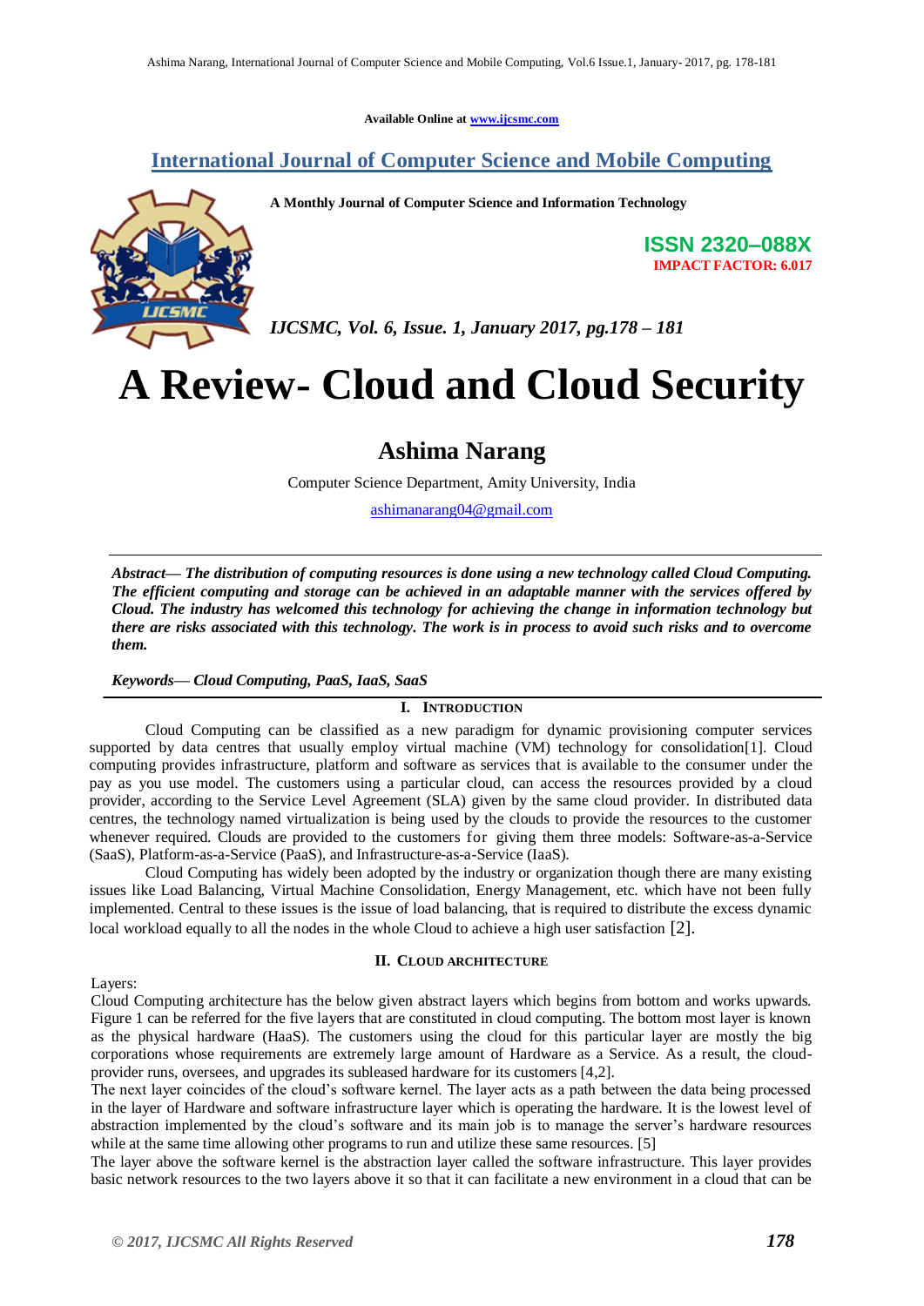Available Online at www.ijcsmc.com

**International Journal of Computer Science and Mobile Computing**

**A Monthly Journal of Computer Science and Information Technology**

**ISSN 2320–088X**
**IMPACT FACTOR: 6.017**

***IJCSMC, Vol. 6, Issue. 1, January 2017, pg.178 – 181***

# A Review- Cloud and Cloud Security

## Ashima Narang

Computer Science Department, Amity University, India

ashimanarang04@gmail.com

***Abstract— The distribution of computing resources is done using a new technology called Cloud Computing. The efficient computing and storage can be achieved in an adaptable manner with the services offered by Cloud. The industry has welcomed this technology for achieving the change in information technology but there are risks associated with this technology. The work is in process to avoid such risks and to overcome them.***

***Keywords— Cloud Computing, PaaS, IaaS, SaaS***

## I. Introduction

Cloud Computing can be classified as a new paradigm for dynamic provisioning computer services supported by data centres that usually employ virtual machine (VM) technology for consolidation[1]. Cloud computing provides infrastructure, platform and software as services that is available to the consumer under the pay as you use model. The customers using a particular cloud, can access the resources provided by a cloud provider, according to the Service Level Agreement (SLA) given by the same cloud provider. In distributed data centres, the technology named virtualization is being used by the clouds to provide the resources to the customer whenever required. Clouds are provided to the customers for giving them three models: Software-as-a-Service (SaaS), Platform-as-a-Service (PaaS), and Infrastructure-as-a-Service (IaaS).

Cloud Computing has widely been adopted by the industry or organization though there are many existing issues like Load Balancing, Virtual Machine Consolidation, Energy Management, etc. which have not been fully implemented. Central to these issues is the issue of load balancing, that is required to distribute the excess dynamic local workload equally to all the nodes in the whole Cloud to achieve a high user satisfaction [2].

## II. Cloud Architecture

Layers:

Cloud Computing architecture has the below given abstract layers which begins from bottom and works upwards. Figure 1 can be referred for the five layers that are constituted in cloud computing. The bottom most layer is known as the physical hardware (HaaS). The customers using the cloud for this particular layer are mostly the big corporations whose requirements are extremely large amount of Hardware as a Service. As a result, the cloud-provider runs, oversees, and upgrades its subleased hardware for its customers [4,2].

The next layer coincides of the cloud's software kernel. The layer acts as a path between the data being processed in the layer of Hardware and software infrastructure layer which is operating the hardware. It is the lowest level of abstraction implemented by the cloud's software and its main job is to manage the server's hardware resources while at the same time allowing other programs to run and utilize these same resources. [5]

The layer above the software kernel is the abstraction layer called the software infrastructure. This layer provides basic network resources to the two layers above it so that it can facilitate a new environment in a cloud that can be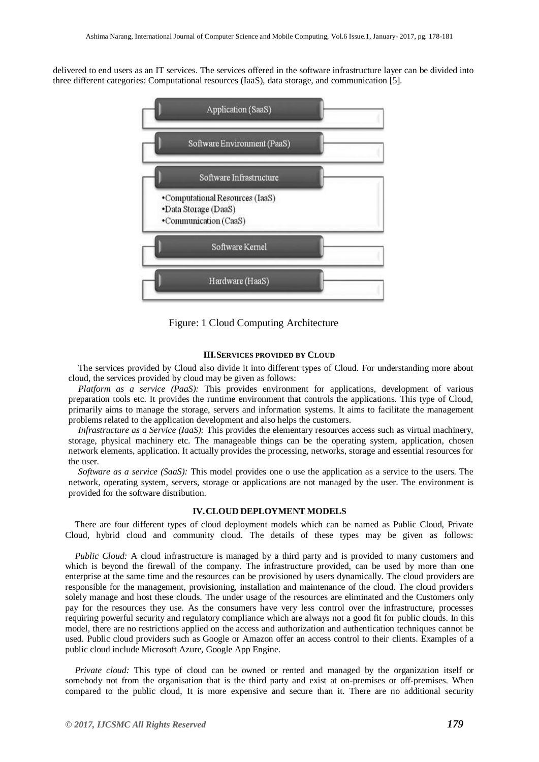delivered to end users as an IT services. The services offered in the software infrastructure layer can be divided into three different categories: Computational resources (IaaS), data storage, and communication [5].

Application (SaaS)

Software Environment (PaaS)

Software Infrastructure

- Computational Resources (IaaS)
- Data Storage (DaaS)
- Communication (CaaS)

Software Kernel

Hardware (HaaS)

Figure: 1 Cloud Computing Architecture

## III. SERVICES PROVIDED BY CLOUD

The services provided by Cloud also divide it into different types of Cloud. For understanding more about cloud, the services provided by cloud may be given as follows:

*Platform as a service (PaaS):* This provides environment for applications, development of various preparation tools etc. It provides the runtime environment that controls the applications. This type of Cloud, primarily aims to manage the storage, servers and information systems. It aims to facilitate the management problems related to the application development and also helps the customers.

*Infrastructure as a Service (IaaS):* This provides the elementary resources access such as virtual machinery, storage, physical machinery etc. The manageable things can be the operating system, application, chosen network elements, application. It actually provides the processing, networks, storage and essential resources for the user.

*Software as a service (SaaS):* This model provides one o use the application as a service to the users. The network, operating system, servers, storage or applications are not managed by the user. The environment is provided for the software distribution.

## IV. CLOUD DEPLOYMENT MODELS

There are four different types of cloud deployment models which can be named as Public Cloud, Private Cloud, hybrid cloud and community cloud. The details of these types may be given as follows:

*Public Cloud:* A cloud infrastructure is managed by a third party and is provided to many customers and which is beyond the firewall of the company. The infrastructure provided, can be used by more than one enterprise at the same time and the resources can be provisioned by users dynamically. The cloud providers are responsible for the management, provisioning, installation and maintenance of the cloud. The cloud providers solely manage and host these clouds. The under usage of the resources are eliminated and the Customers only pay for the resources they use. As the consumers have very less control over the infrastructure, processes requiring powerful security and regulatory compliance which are always not a good fit for public clouds. In this model, there are no restrictions applied on the access and authorization and authentication techniques cannot be used. Public cloud providers such as Google or Amazon offer an access control to their clients. Examples of a public cloud include Microsoft Azure, Google App Engine.

*Private cloud:* This type of cloud can be owned or rented and managed by the organization itself or somebody not from the organisation that is the third party and exist at on-premises or off-premises. When compared to the public cloud, It is more expensive and secure than it. There are no additional security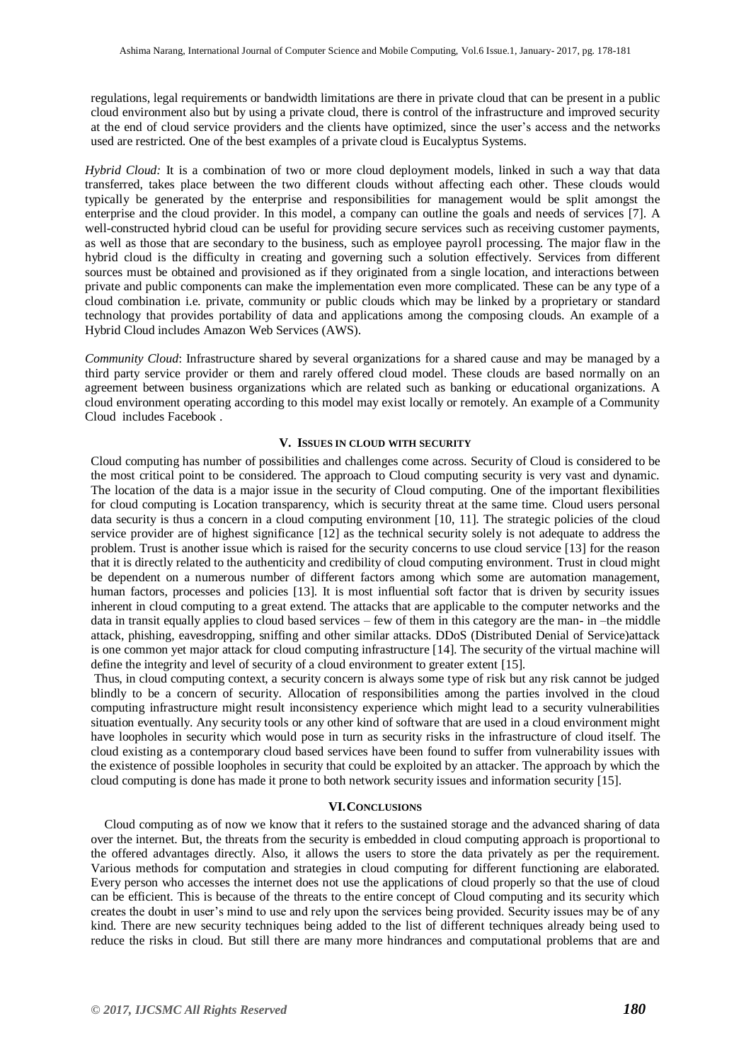regulations, legal requirements or bandwidth limitations are there in private cloud that can be present in a public cloud environment also but by using a private cloud, there is control of the infrastructure and improved security at the end of cloud service providers and the clients have optimized, since the user's access and the networks used are restricted. One of the best examples of a private cloud is Eucalyptus Systems.

*Hybrid Cloud:* It is a combination of two or more cloud deployment models, linked in such a way that data transferred, takes place between the two different clouds without affecting each other. These clouds would typically be generated by the enterprise and responsibilities for management would be split amongst the enterprise and the cloud provider. In this model, a company can outline the goals and needs of services [7]. A well-constructed hybrid cloud can be useful for providing secure services such as receiving customer payments, as well as those that are secondary to the business, such as employee payroll processing. The major flaw in the hybrid cloud is the difficulty in creating and governing such a solution effectively. Services from different sources must be obtained and provisioned as if they originated from a single location, and interactions between private and public components can make the implementation even more complicated. These can be any type of a cloud combination i.e. private, community or public clouds which may be linked by a proprietary or standard technology that provides portability of data and applications among the composing clouds. An example of a Hybrid Cloud includes Amazon Web Services (AWS).

*Community Cloud*: Infrastructure shared by several organizations for a shared cause and may be managed by a third party service provider or them and rarely offered cloud model. These clouds are based normally on an agreement between business organizations which are related such as banking or educational organizations. A cloud environment operating according to this model may exist locally or remotely. An example of a Community Cloud includes Facebook .

## V. Issues in cloud with security

Cloud computing has number of possibilities and challenges come across. Security of Cloud is considered to be the most critical point to be considered. The approach to Cloud computing security is very vast and dynamic. The location of the data is a major issue in the security of Cloud computing. One of the important flexibilities for cloud computing is Location transparency, which is security threat at the same time. Cloud users personal data security is thus a concern in a cloud computing environment [10, 11]. The strategic policies of the cloud service provider are of highest significance [12] as the technical security solely is not adequate to address the problem. Trust is another issue which is raised for the security concerns to use cloud service [13] for the reason that it is directly related to the authenticity and credibility of cloud computing environment. Trust in cloud might be dependent on a numerous number of different factors among which some are automation management, human factors, processes and policies [13]. It is most influential soft factor that is driven by security issues inherent in cloud computing to a great extend. The attacks that are applicable to the computer networks and the data in transit equally applies to cloud based services – few of them in this category are the man- in –the middle attack, phishing, eavesdropping, sniffing and other similar attacks. DDoS (Distributed Denial of Service)attack is one common yet major attack for cloud computing infrastructure [14]. The security of the virtual machine will define the integrity and level of security of a cloud environment to greater extent [15].

Thus, in cloud computing context, a security concern is always some type of risk but any risk cannot be judged blindly to be a concern of security. Allocation of responsibilities among the parties involved in the cloud computing infrastructure might result inconsistency experience which might lead to a security vulnerabilities situation eventually. Any security tools or any other kind of software that are used in a cloud environment might have loopholes in security which would pose in turn as security risks in the infrastructure of cloud itself. The cloud existing as a contemporary cloud based services have been found to suffer from vulnerability issues with the existence of possible loopholes in security that could be exploited by an attacker. The approach by which the cloud computing is done has made it prone to both network security issues and information security [15].

## VI. Conclusions

Cloud computing as of now we know that it refers to the sustained storage and the advanced sharing of data over the internet. But, the threats from the security is embedded in cloud computing approach is proportional to the offered advantages directly. Also, it allows the users to store the data privately as per the requirement. Various methods for computation and strategies in cloud computing for different functioning are elaborated. Every person who accesses the internet does not use the applications of cloud properly so that the use of cloud can be efficient. This is because of the threats to the entire concept of Cloud computing and its security which creates the doubt in user's mind to use and rely upon the services being provided. Security issues may be of any kind. There are new security techniques being added to the list of different techniques already being used to reduce the risks in cloud. But still there are many more hindrances and computational problems that are and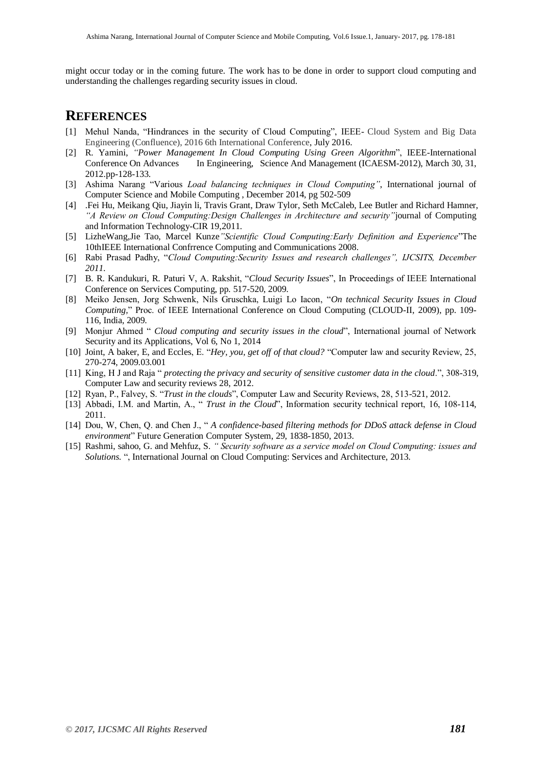might occur today or in the coming future. The work has to be done in order to support cloud computing and understanding the challenges regarding security issues in cloud.

## REFERENCES

[1] Mehul Nanda, "Hindrances in the security of Cloud Computing", IEEE- Cloud System and Big Data Engineering (Confluence), 2016 6th International Conference, July 2016.

[2] R. Yamini, *"Power Management In Cloud Computing Using Green Algorithm*", IEEE-International Conference On Advances In Engineering, Science And Management (ICAESM-2012), March 30, 31, 2012.pp-128-133.

[3] Ashima Narang "Various *Load balancing techniques in Cloud Computing"*, International journal of Computer Science and Mobile Computing , December 2014, pg 502-509

[4] .Fei Hu, Meikang Qiu, Jiayin li, Travis Grant, Draw Tylor, Seth McCaleb, Lee Butler and Richard Hamner, *"A Review on Cloud Computing:Design Challenges in Architecture and security"*journal of Computing and Information Technology-CIR 19,2011.

[5] LizheWang,Jie Tao, Marcel Kunze*"Scientific Cloud Computing:Early Definition and Experience*"The 10thIEEE International Confrrence Computing and Communications 2008.

[6] Rabi Prasad Padhy, "*Cloud Computing:Security Issues and research challenges", IJCSITS, December 2011.*

[7] B. R. Kandukuri, R. Paturi V, A. Rakshit, "*Cloud Security Issues*", In Proceedings of IEEE International Conference on Services Computing, pp. 517-520, 2009.

[8] Meiko Jensen, Jorg Schwenk, Nils Gruschka, Luigi Lo Iacon, "*On technical Security Issues in Cloud Computing*," Proc. of IEEE International Conference on Cloud Computing (CLOUD-II, 2009), pp. 109-116, India, 2009.

[9] Monjur Ahmed " *Cloud computing and security issues in the cloud*", International journal of Network Security and its Applications, Vol 6, No 1, 2014

[10] Joint, A baker, E, and Eccles, E. "*Hey, you, get off of that cloud?* "Computer law and security Review, 25, 270-274, 2009.03.001

[11] King, H J and Raja " *protecting the privacy and security of sensitive customer data in the cloud*.", 308-319, Computer Law and security reviews 28, 2012.

[12] Ryan, P., Falvey, S. "*Trust in the clouds*", Computer Law and Security Reviews, 28, 513-521, 2012.

[13] Abbadi, I.M. and Martin, A., " *Trust in the Cloud*", Information security technical report, 16, 108-114, 2011.

[14] Dou, W, Chen, Q. and Chen J., " *A confidence-based filtering methods for DDoS attack defense in Cloud environment*" Future Generation Computer System, 29, 1838-1850, 2013.

[15] Rashmi, sahoo, G. and Mehfuz, S. *" Security software as a service model on Cloud Computing: issues and Solutions.* ", International Journal on Cloud Computing: Services and Architecture, 2013.